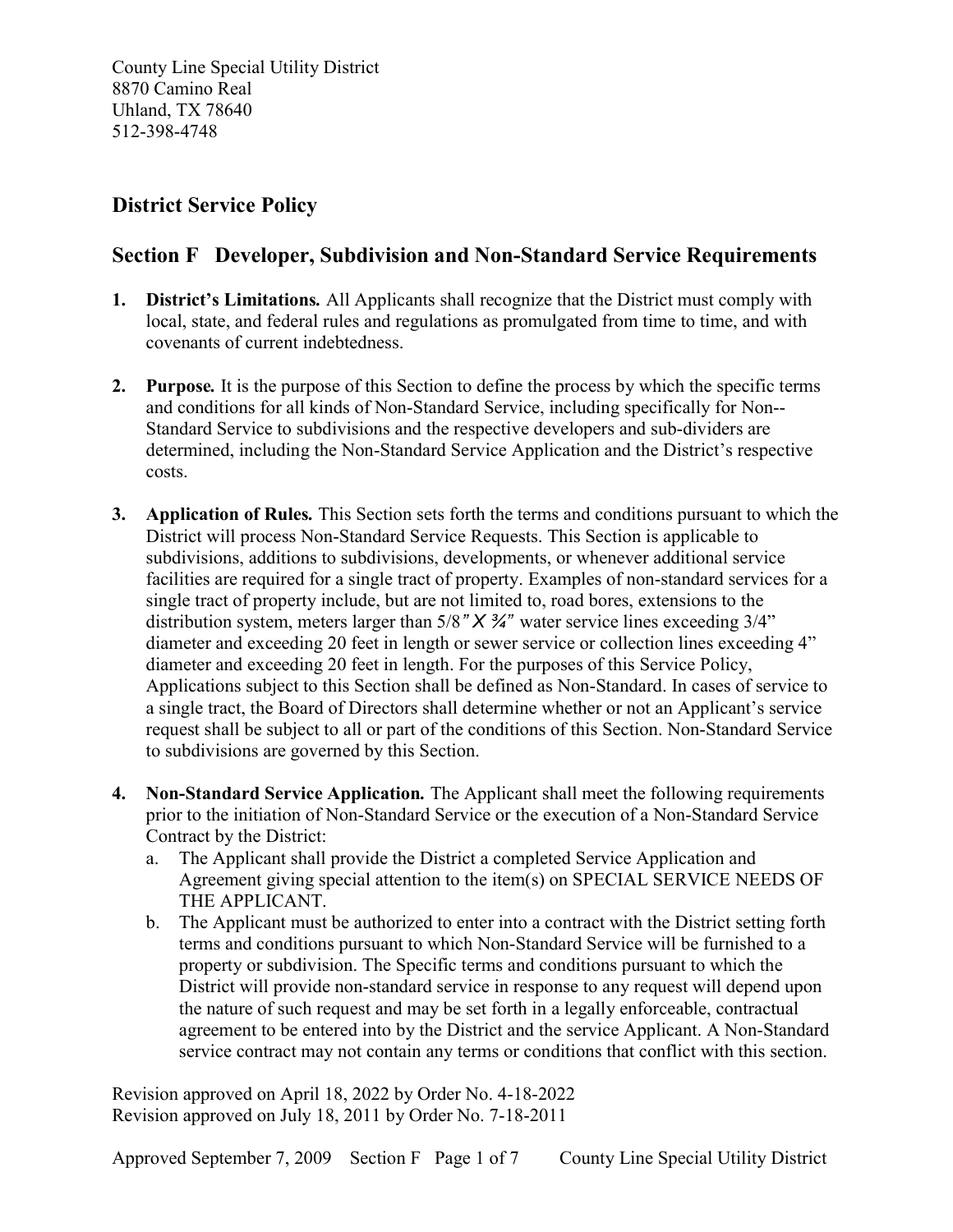County Line Special Utility District
8870 Camino Real
Uhland, TX 78640
512-398-4748

## District Service Policy

## Section F Developer, Subdivision and Non-Standard Service Requirements

1. **District's Limitations.** All Applicants shall recognize that the District must comply with local, state, and federal rules and regulations as promulgated from time to time, and with covenants of current indebtedness.

2. **Purpose.** It is the purpose of this Section to define the process by which the specific terms and conditions for all kinds of Non-Standard Service, including specifically for Non--Standard Service to subdivisions and the respective developers and sub-dividers are determined, including the Non-Standard Service Application and the District's respective costs.

3. **Application of Rules.** This Section sets forth the terms and conditions pursuant to which the District will process Non-Standard Service Requests. This Section is applicable to subdivisions, additions to subdivisions, developments, or whenever additional service facilities are required for a single tract of property. Examples of non-standard services for a single tract of property include, but are not limited to, road bores, extensions to the distribution system, meters larger than 5/8" X ¾" water service lines exceeding 3/4" diameter and exceeding 20 feet in length or sewer service or collection lines exceeding 4" diameter and exceeding 20 feet in length. For the purposes of this Service Policy, Applications subject to this Section shall be defined as Non-Standard. In cases of service to a single tract, the Board of Directors shall determine whether or not an Applicant's service request shall be subject to all or part of the conditions of this Section. Non-Standard Service to subdivisions are governed by this Section.

4. **Non-Standard Service Application.** The Applicant shall meet the following requirements prior to the initiation of Non-Standard Service or the execution of a Non-Standard Service Contract by the District:
   a. The Applicant shall provide the District a completed Service Application and Agreement giving special attention to the item(s) on SPECIAL SERVICE NEEDS OF THE APPLICANT.
   b. The Applicant must be authorized to enter into a contract with the District setting forth terms and conditions pursuant to which Non-Standard Service will be furnished to a property or subdivision. The Specific terms and conditions pursuant to which the District will provide non-standard service in response to any request will depend upon the nature of such request and may be set forth in a legally enforceable, contractual agreement to be entered into by the District and the service Applicant. A Non-Standard service contract may not contain any terms or conditions that conflict with this section.

Revision approved on April 18, 2022 by Order No. 4-18-2022
Revision approved on July 18, 2011 by Order No. 7-18-2011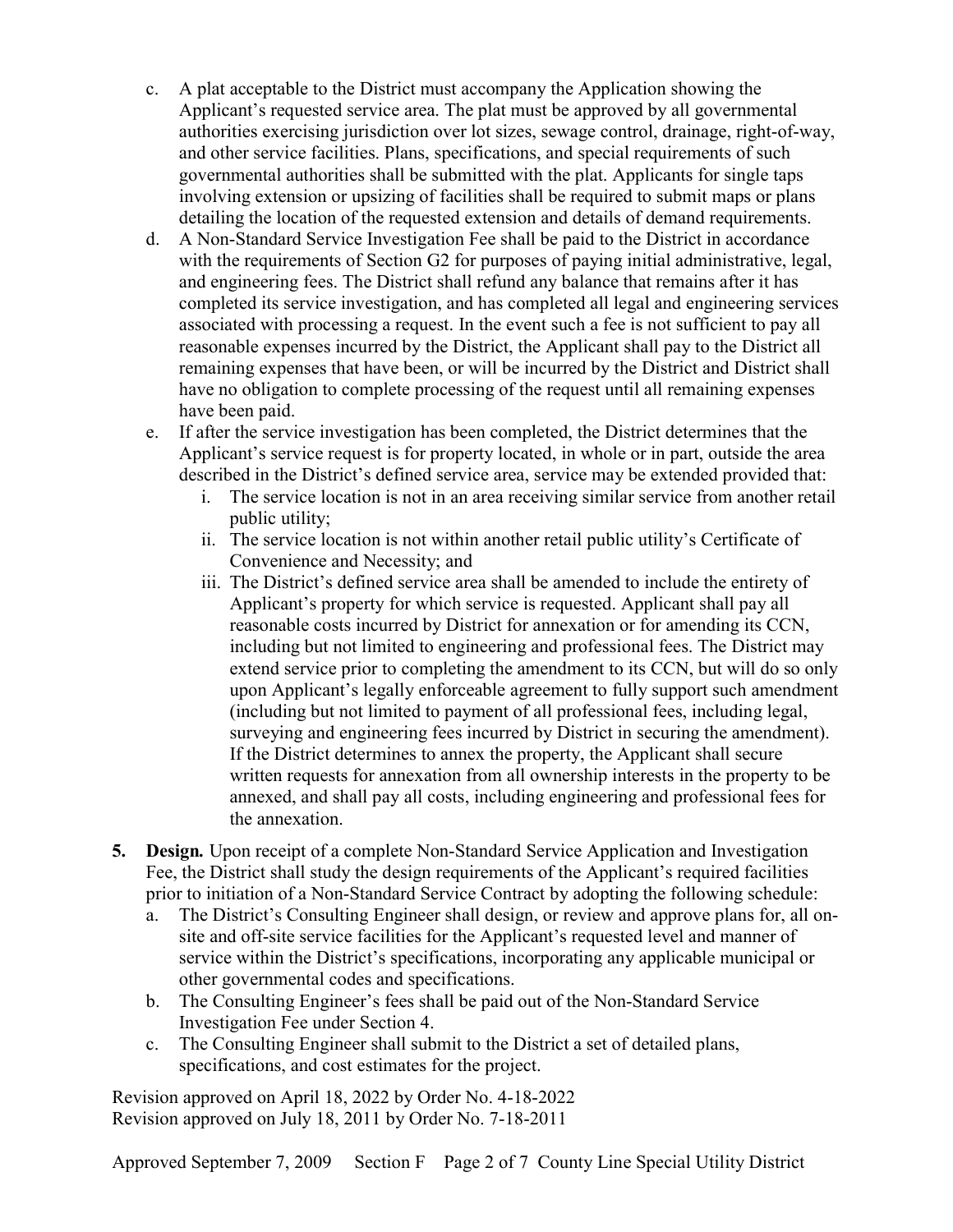c. A plat acceptable to the District must accompany the Application showing the Applicant's requested service area. The plat must be approved by all governmental authorities exercising jurisdiction over lot sizes, sewage control, drainage, right-of-way, and other service facilities. Plans, specifications, and special requirements of such governmental authorities shall be submitted with the plat. Applicants for single taps involving extension or upsizing of facilities shall be required to submit maps or plans detailing the location of the requested extension and details of demand requirements.

d. A Non-Standard Service Investigation Fee shall be paid to the District in accordance with the requirements of Section G2 for purposes of paying initial administrative, legal, and engineering fees. The District shall refund any balance that remains after it has completed its service investigation, and has completed all legal and engineering services associated with processing a request. In the event such a fee is not sufficient to pay all reasonable expenses incurred by the District, the Applicant shall pay to the District all remaining expenses that have been, or will be incurred by the District and District shall have no obligation to complete processing of the request until all remaining expenses have been paid.

e. If after the service investigation has been completed, the District determines that the Applicant's service request is for property located, in whole or in part, outside the area described in the District's defined service area, service may be extended provided that:
   i. The service location is not in an area receiving similar service from another retail public utility;
   ii. The service location is not within another retail public utility's Certificate of Convenience and Necessity; and
   iii. The District's defined service area shall be amended to include the entirety of Applicant's property for which service is requested. Applicant shall pay all reasonable costs incurred by District for annexation or for amending its CCN, including but not limited to engineering and professional fees. The District may extend service prior to completing the amendment to its CCN, but will do so only upon Applicant's legally enforceable agreement to fully support such amendment (including but not limited to payment of all professional fees, including legal, surveying and engineering fees incurred by District in securing the amendment). If the District determines to annex the property, the Applicant shall secure written requests for annexation from all ownership interests in the property to be annexed, and shall pay all costs, including engineering and professional fees for the annexation.

**5. Design.** Upon receipt of a complete Non-Standard Service Application and Investigation Fee, the District shall study the design requirements of the Applicant's required facilities prior to initiation of a Non-Standard Service Contract by adopting the following schedule:

a. The District's Consulting Engineer shall design, or review and approve plans for, all on-site and off-site service facilities for the Applicant's requested level and manner of service within the District's specifications, incorporating any applicable municipal or other governmental codes and specifications.

b. The Consulting Engineer's fees shall be paid out of the Non-Standard Service Investigation Fee under Section 4.

c. The Consulting Engineer shall submit to the District a set of detailed plans, specifications, and cost estimates for the project.

Revision approved on April 18, 2022 by Order No. 4-18-2022
Revision approved on July 18, 2011 by Order No. 7-18-2011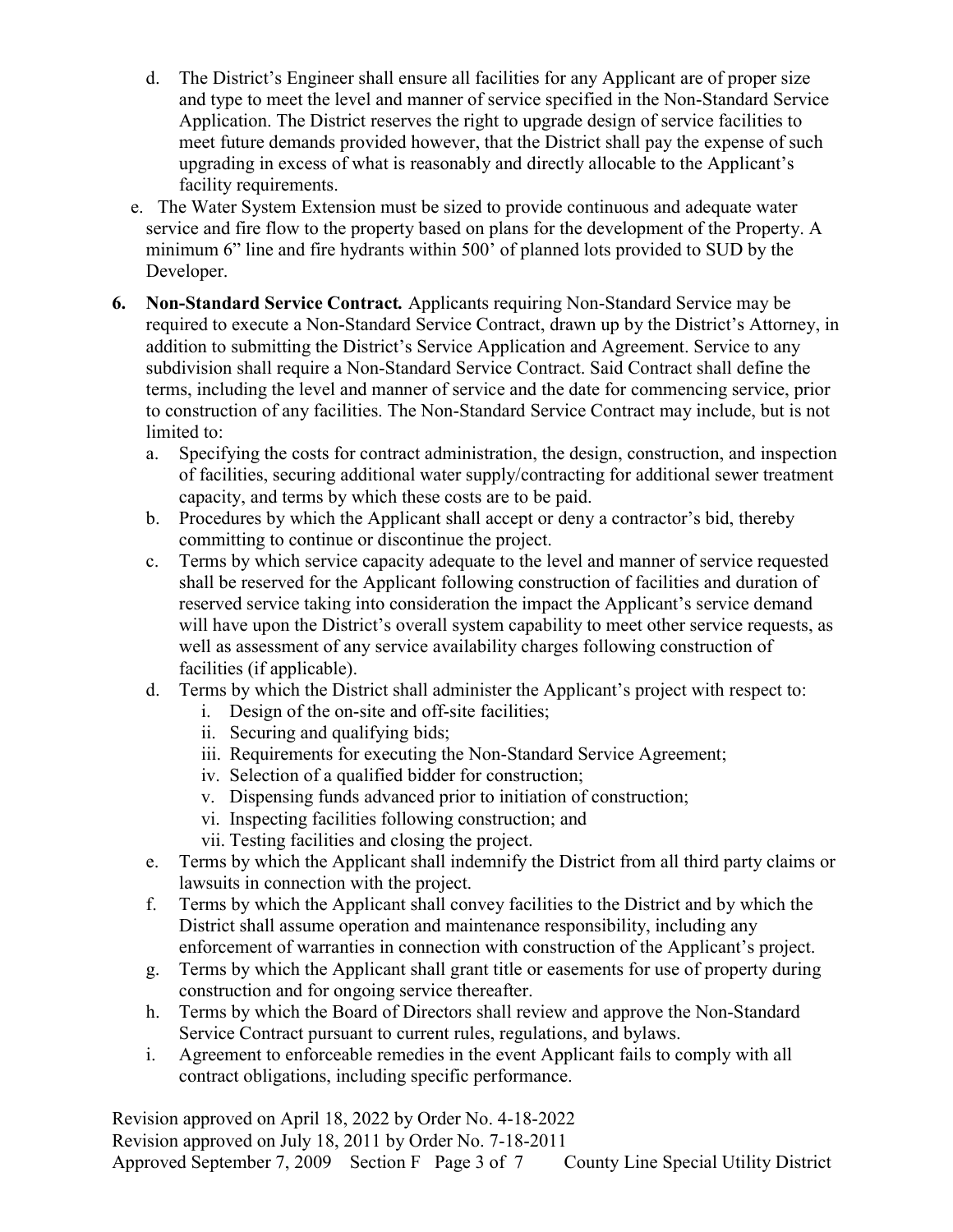d. The District's Engineer shall ensure all facilities for any Applicant are of proper size and type to meet the level and manner of service specified in the Non-Standard Service Application. The District reserves the right to upgrade design of service facilities to meet future demands provided however, that the District shall pay the expense of such upgrading in excess of what is reasonably and directly allocable to the Applicant's facility requirements.

e. The Water System Extension must be sized to provide continuous and adequate water service and fire flow to the property based on plans for the development of the Property. A minimum 6" line and fire hydrants within 500' of planned lots provided to SUD by the Developer.

6. **Non-Standard Service Contract.** Applicants requiring Non-Standard Service may be required to execute a Non-Standard Service Contract, drawn up by the District's Attorney, in addition to submitting the District's Service Application and Agreement. Service to any subdivision shall require a Non-Standard Service Contract. Said Contract shall define the terms, including the level and manner of service and the date for commencing service, prior to construction of any facilities. The Non-Standard Service Contract may include, but is not limited to:
   a. Specifying the costs for contract administration, the design, construction, and inspection of facilities, securing additional water supply/contracting for additional sewer treatment capacity, and terms by which these costs are to be paid.
   b. Procedures by which the Applicant shall accept or deny a contractor's bid, thereby committing to continue or discontinue the project.
   c. Terms by which service capacity adequate to the level and manner of service requested shall be reserved for the Applicant following construction of facilities and duration of reserved service taking into consideration the impact the Applicant's service demand will have upon the District's overall system capability to meet other service requests, as well as assessment of any service availability charges following construction of facilities (if applicable).
   d. Terms by which the District shall administer the Applicant's project with respect to:
      i. Design of the on-site and off-site facilities;
      ii. Securing and qualifying bids;
      iii. Requirements for executing the Non-Standard Service Agreement;
      iv. Selection of a qualified bidder for construction;
      v. Dispensing funds advanced prior to initiation of construction;
      vi. Inspecting facilities following construction; and
      vii. Testing facilities and closing the project.
   e. Terms by which the Applicant shall indemnify the District from all third party claims or lawsuits in connection with the project.
   f. Terms by which the Applicant shall convey facilities to the District and by which the District shall assume operation and maintenance responsibility, including any enforcement of warranties in connection with construction of the Applicant's project.
   g. Terms by which the Applicant shall grant title or easements for use of property during construction and for ongoing service thereafter.
   h. Terms by which the Board of Directors shall review and approve the Non-Standard Service Contract pursuant to current rules, regulations, and bylaws.
   i. Agreement to enforceable remedies in the event Applicant fails to comply with all contract obligations, including specific performance.

Revision approved on April 18, 2022 by Order No. 4-18-2022
Revision approved on July 18, 2011 by Order No. 7-18-2011
Approved September 7, 2009 Section F Page 3 of 7 County Line Special Utility District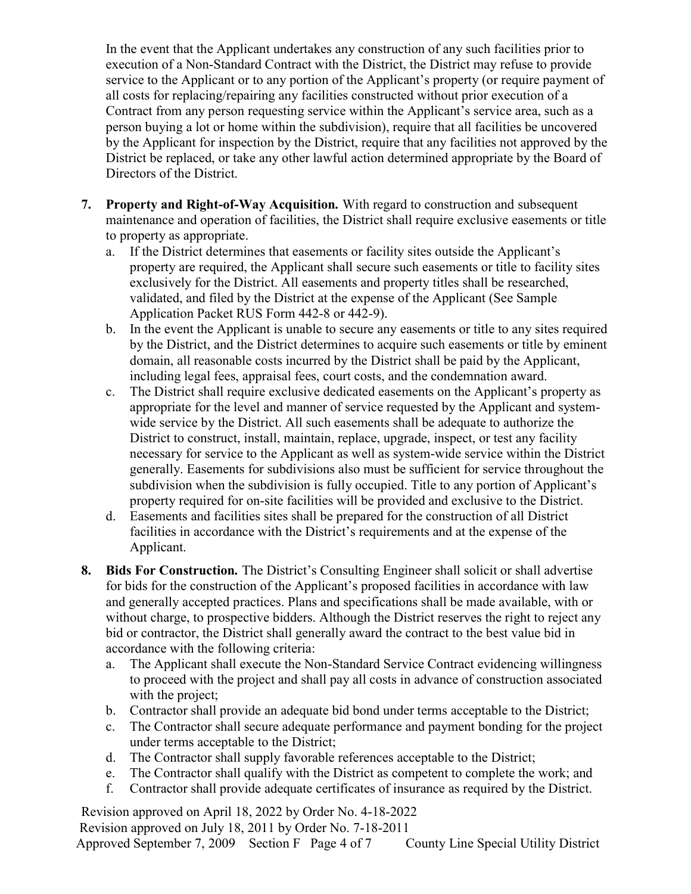In the event that the Applicant undertakes any construction of any such facilities prior to execution of a Non-Standard Contract with the District, the District may refuse to provide service to the Applicant or to any portion of the Applicant's property (or require payment of all costs for replacing/repairing any facilities constructed without prior execution of a Contract from any person requesting service within the Applicant's service area, such as a person buying a lot or home within the subdivision), require that all facilities be uncovered by the Applicant for inspection by the District, require that any facilities not approved by the District be replaced, or take any other lawful action determined appropriate by the Board of Directors of the District.

7. **Property and Right-of-Way Acquisition.** With regard to construction and subsequent maintenance and operation of facilities, the District shall require exclusive easements or title to property as appropriate.
   a. If the District determines that easements or facility sites outside the Applicant's property are required, the Applicant shall secure such easements or title to facility sites exclusively for the District. All easements and property titles shall be researched, validated, and filed by the District at the expense of the Applicant (See Sample Application Packet RUS Form 442-8 or 442-9).
   b. In the event the Applicant is unable to secure any easements or title to any sites required by the District, and the District determines to acquire such easements or title by eminent domain, all reasonable costs incurred by the District shall be paid by the Applicant, including legal fees, appraisal fees, court costs, and the condemnation award.
   c. The District shall require exclusive dedicated easements on the Applicant's property as appropriate for the level and manner of service requested by the Applicant and system-wide service by the District. All such easements shall be adequate to authorize the District to construct, install, maintain, replace, upgrade, inspect, or test any facility necessary for service to the Applicant as well as system-wide service within the District generally. Easements for subdivisions also must be sufficient for service throughout the subdivision when the subdivision is fully occupied. Title to any portion of Applicant's property required for on-site facilities will be provided and exclusive to the District.
   d. Easements and facilities sites shall be prepared for the construction of all District facilities in accordance with the District's requirements and at the expense of the Applicant.

8. **Bids For Construction.** The District's Consulting Engineer shall solicit or shall advertise for bids for the construction of the Applicant's proposed facilities in accordance with law and generally accepted practices. Plans and specifications shall be made available, with or without charge, to prospective bidders. Although the District reserves the right to reject any bid or contractor, the District shall generally award the contract to the best value bid in accordance with the following criteria:
   a. The Applicant shall execute the Non-Standard Service Contract evidencing willingness to proceed with the project and shall pay all costs in advance of construction associated with the project;
   b. Contractor shall provide an adequate bid bond under terms acceptable to the District;
   c. The Contractor shall secure adequate performance and payment bonding for the project under terms acceptable to the District;
   d. The Contractor shall supply favorable references acceptable to the District;
   e. The Contractor shall qualify with the District as competent to complete the work; and
   f. Contractor shall provide adequate certificates of insurance as required by the District.

Revision approved on April 18, 2022 by Order No. 4-18-2022
Revision approved on July 18, 2011 by Order No. 7-18-2011
Approved September 7, 2009 Section F County Line Special Utility District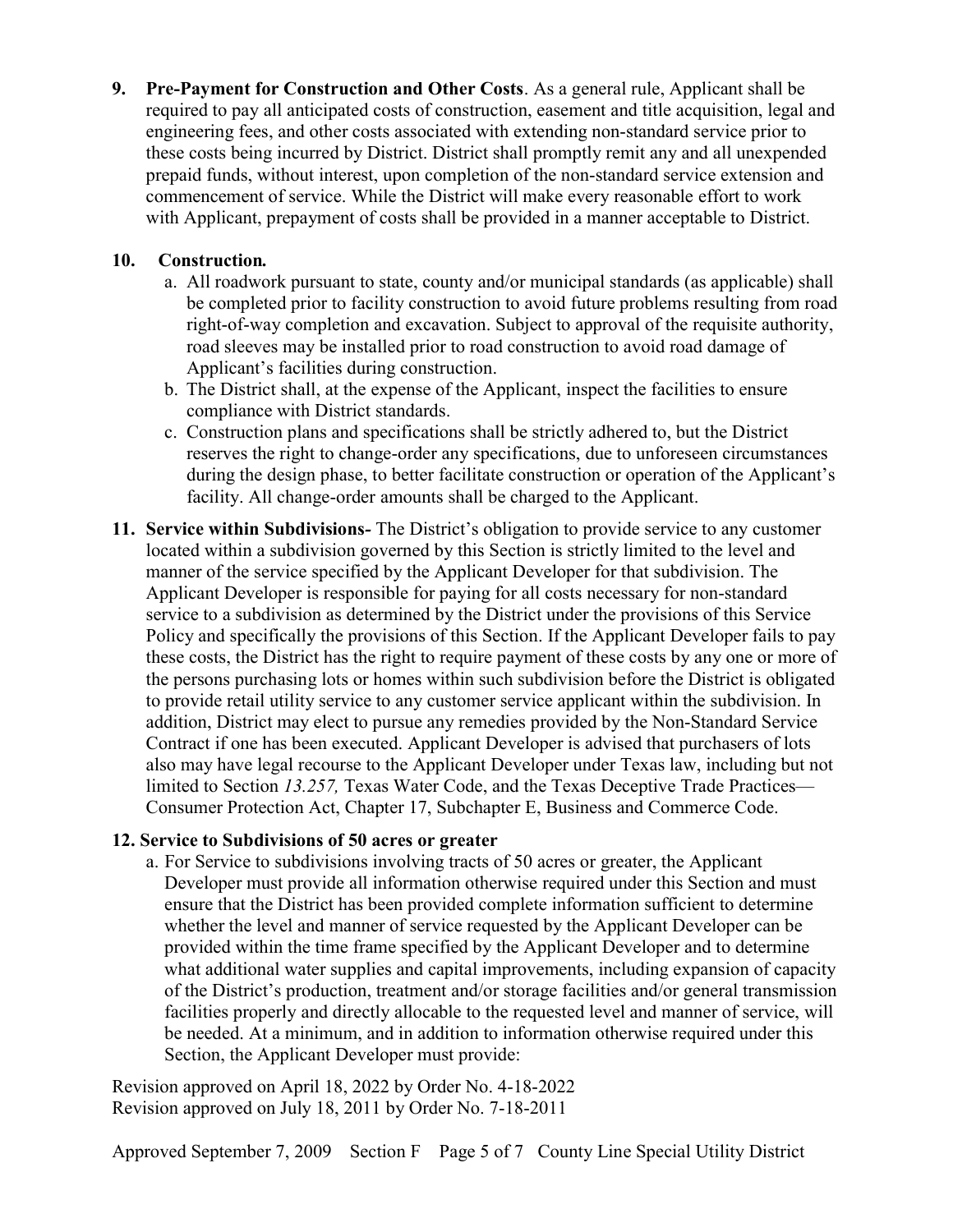9. **Pre-Payment for Construction and Other Costs**. As a general rule, Applicant shall be required to pay all anticipated costs of construction, easement and title acquisition, legal and engineering fees, and other costs associated with extending non-standard service prior to these costs being incurred by District. District shall promptly remit any and all unexpended prepaid funds, without interest, upon completion of the non-standard service extension and commencement of service. While the District will make every reasonable effort to work with Applicant, prepayment of costs shall be provided in a manner acceptable to District.

10. **Construction.**
    a. All roadwork pursuant to state, county and/or municipal standards (as applicable) shall be completed prior to facility construction to avoid future problems resulting from road right-of-way completion and excavation. Subject to approval of the requisite authority, road sleeves may be installed prior to road construction to avoid road damage of Applicant's facilities during construction.
    b. The District shall, at the expense of the Applicant, inspect the facilities to ensure compliance with District standards.
    c. Construction plans and specifications shall be strictly adhered to, but the District reserves the right to change-order any specifications, due to unforeseen circumstances during the design phase, to better facilitate construction or operation of the Applicant's facility. All change-order amounts shall be charged to the Applicant.

11. **Service within Subdivisions-** The District's obligation to provide service to any customer located within a subdivision governed by this Section is strictly limited to the level and manner of the service specified by the Applicant Developer for that subdivision. The Applicant Developer is responsible for paying for all costs necessary for non-standard service to a subdivision as determined by the District under the provisions of this Service Policy and specifically the provisions of this Section. If the Applicant Developer fails to pay these costs, the District has the right to require payment of these costs by any one or more of the persons purchasing lots or homes within such subdivision before the District is obligated to provide retail utility service to any customer service applicant within the subdivision. In addition, District may elect to pursue any remedies provided by the Non-Standard Service Contract if one has been executed. Applicant Developer is advised that purchasers of lots also may have legal recourse to the Applicant Developer under Texas law, including but not limited to Section *13.257,* Texas Water Code, and the Texas Deceptive Trade Practices—Consumer Protection Act, Chapter 17, Subchapter E, Business and Commerce Code.

12. **Service to Subdivisions of 50 acres or greater**
    a. For Service to subdivisions involving tracts of 50 acres or greater, the Applicant Developer must provide all information otherwise required under this Section and must ensure that the District has been provided complete information sufficient to determine whether the level and manner of service requested by the Applicant Developer can be provided within the time frame specified by the Applicant Developer and to determine what additional water supplies and capital improvements, including expansion of capacity of the District's production, treatment and/or storage facilities and/or general transmission facilities properly and directly allocable to the requested level and manner of service, will be needed. At a minimum, and in addition to information otherwise required under this Section, the Applicant Developer must provide:

Revision approved on April 18, 2022 by Order No. 4-18-2022
Revision approved on July 18, 2011 by Order No. 7-18-2011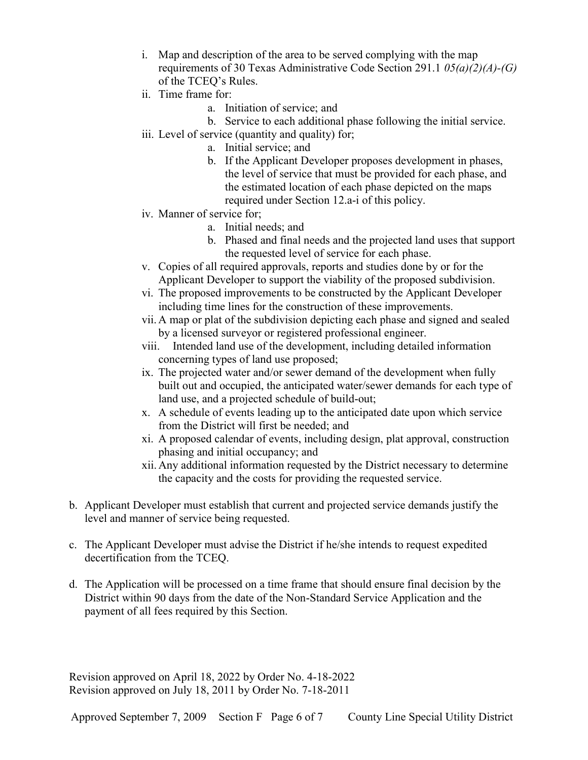i. Map and description of the area to be served complying with the map requirements of 30 Texas Administrative Code Section 291.1 *05(a)(2)(A)-(G)* of the TCEQ's Rules.

ii. Time frame for:
   a. Initiation of service; and
   b. Service to each additional phase following the initial service.

iii. Level of service (quantity and quality) for;
   a. Initial service; and
   b. If the Applicant Developer proposes development in phases, the level of service that must be provided for each phase, and the estimated location of each phase depicted on the maps required under Section 12.a-i of this policy.

iv. Manner of service for;
   a. Initial needs; and
   b. Phased and final needs and the projected land uses that support the requested level of service for each phase.

v. Copies of all required approvals, reports and studies done by or for the Applicant Developer to support the viability of the proposed subdivision.

vi. The proposed improvements to be constructed by the Applicant Developer including time lines for the construction of these improvements.

vii. A map or plat of the subdivision depicting each phase and signed and sealed by a licensed surveyor or registered professional engineer.

viii. Intended land use of the development, including detailed information concerning types of land use proposed;

ix. The projected water and/or sewer demand of the development when fully built out and occupied, the anticipated water/sewer demands for each type of land use, and a projected schedule of build-out;

x. A schedule of events leading up to the anticipated date upon which service from the District will first be needed; and

xi. A proposed calendar of events, including design, plat approval, construction phasing and initial occupancy; and

xii. Any additional information requested by the District necessary to determine the capacity and the costs for providing the requested service.

b. Applicant Developer must establish that current and projected service demands justify the level and manner of service being requested.

c. The Applicant Developer must advise the District if he/she intends to request expedited decertification from the TCEQ.

d. The Application will be processed on a time frame that should ensure final decision by the District within 90 days from the date of the Non-Standard Service Application and the payment of all fees required by this Section.

Revision approved on April 18, 2022 by Order No. 4-18-2022
Revision approved on July 18, 2011 by Order No. 7-18-2011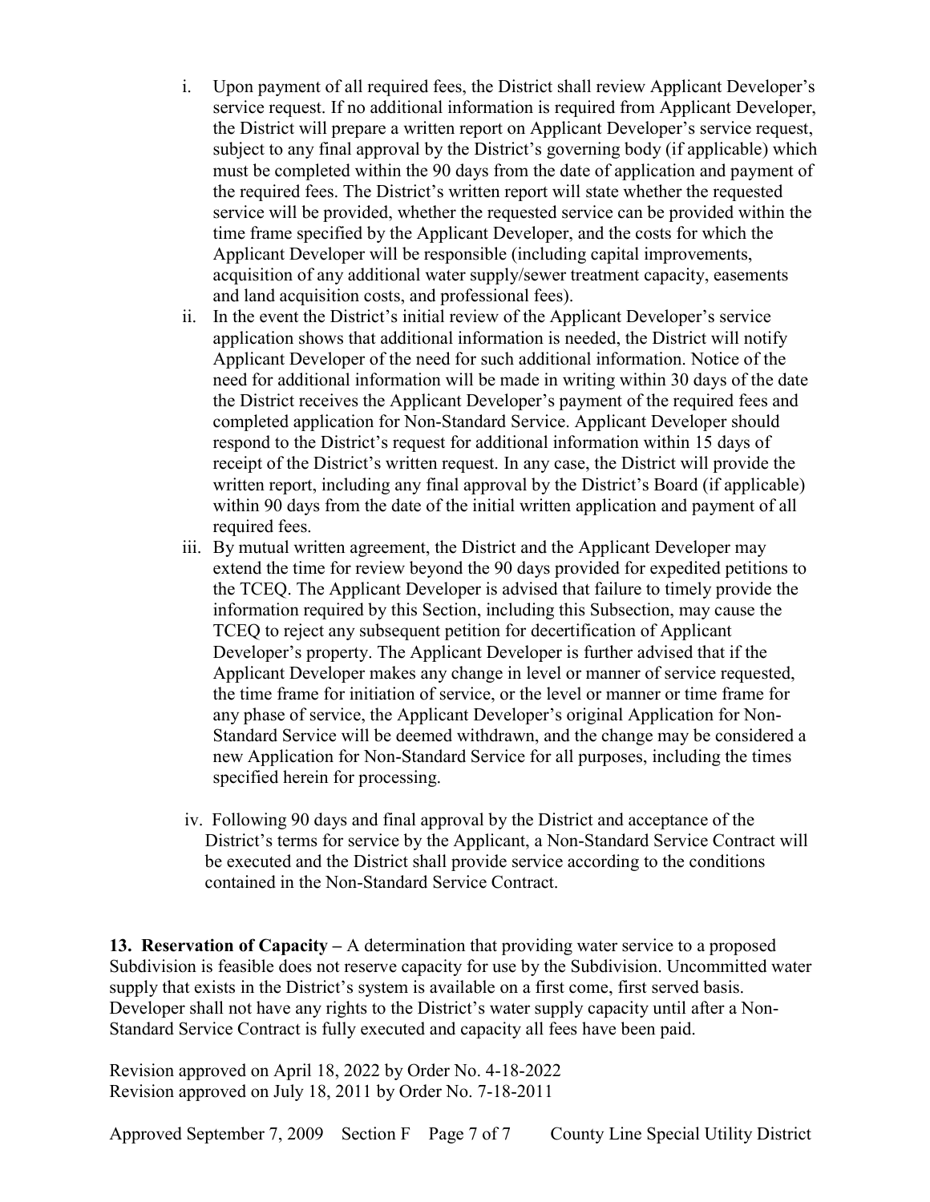i. Upon payment of all required fees, the District shall review Applicant Developer's service request. If no additional information is required from Applicant Developer, the District will prepare a written report on Applicant Developer's service request, subject to any final approval by the District's governing body (if applicable) which must be completed within the 90 days from the date of application and payment of the required fees. The District's written report will state whether the requested service will be provided, whether the requested service can be provided within the time frame specified by the Applicant Developer, and the costs for which the Applicant Developer will be responsible (including capital improvements, acquisition of any additional water supply/sewer treatment capacity, easements and land acquisition costs, and professional fees).

ii. In the event the District's initial review of the Applicant Developer's service application shows that additional information is needed, the District will notify Applicant Developer of the need for such additional information. Notice of the need for additional information will be made in writing within 30 days of the date the District receives the Applicant Developer's payment of the required fees and completed application for Non-Standard Service. Applicant Developer should respond to the District's request for additional information within 15 days of receipt of the District's written request. In any case, the District will provide the written report, including any final approval by the District's Board (if applicable) within 90 days from the date of the initial written application and payment of all required fees.

iii. By mutual written agreement, the District and the Applicant Developer may extend the time for review beyond the 90 days provided for expedited petitions to the TCEQ. The Applicant Developer is advised that failure to timely provide the information required by this Section, including this Subsection, may cause the TCEQ to reject any subsequent petition for decertification of Applicant Developer's property. The Applicant Developer is further advised that if the Applicant Developer makes any change in level or manner of service requested, the time frame for initiation of service, or the level or manner or time frame for any phase of service, the Applicant Developer's original Application for Non-Standard Service will be deemed withdrawn, and the change may be considered a new Application for Non-Standard Service for all purposes, including the times specified herein for processing.

iv. Following 90 days and final approval by the District and acceptance of the District's terms for service by the Applicant, a Non-Standard Service Contract will be executed and the District shall provide service according to the conditions contained in the Non-Standard Service Contract.

**13. Reservation of Capacity –** A determination that providing water service to a proposed Subdivision is feasible does not reserve capacity for use by the Subdivision. Uncommitted water supply that exists in the District's system is available on a first come, first served basis. Developer shall not have any rights to the District's water supply capacity until after a Non-Standard Service Contract is fully executed and capacity all fees have been paid.

Revision approved on April 18, 2022 by Order No. 4-18-2022
Revision approved on July 18, 2011 by Order No. 7-18-2011